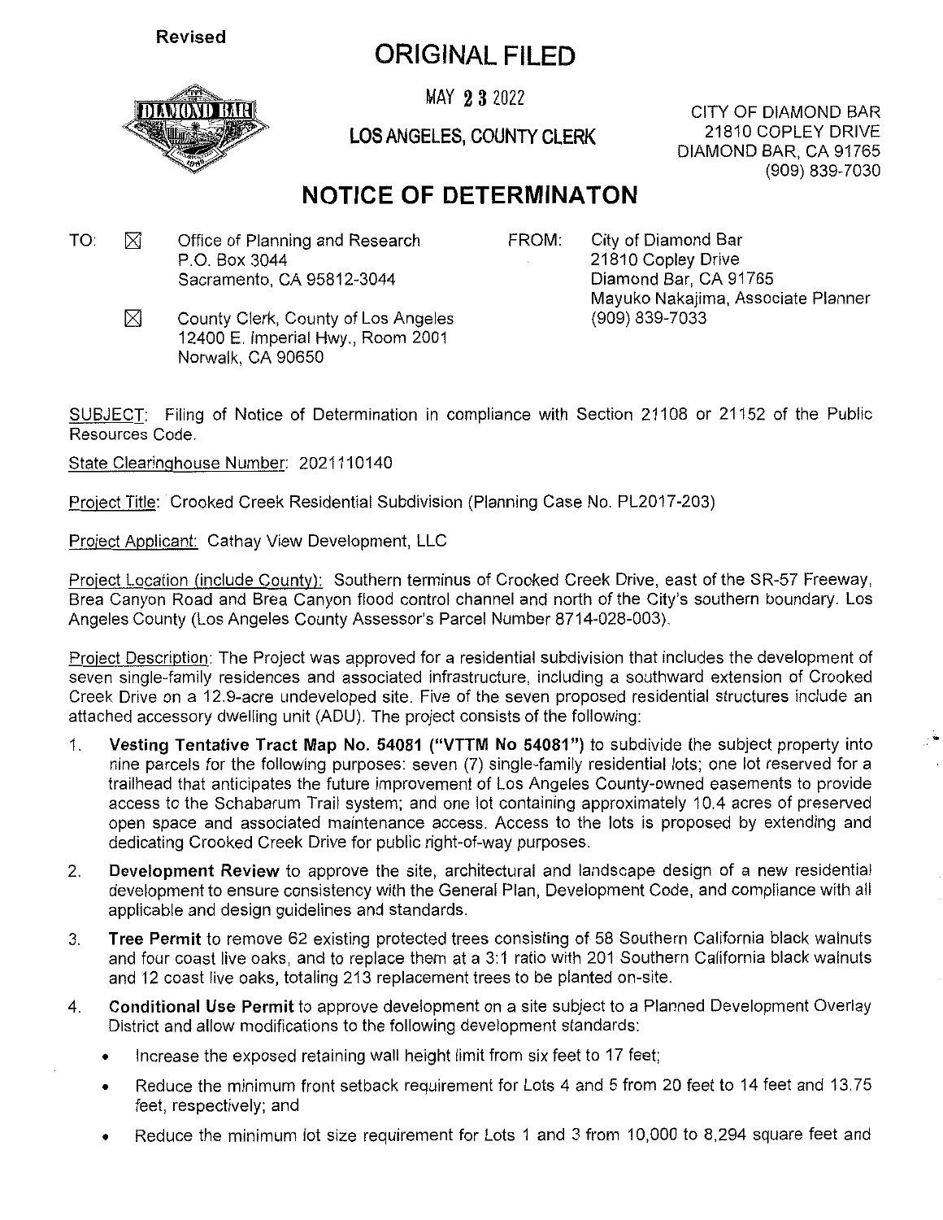**Revised**

# ORIGINAL FILED

MAY 23 2022

**LOS ANGELES, COUNTY CLERK**

CITY OF DIAMOND BAR
21810 COPLEY DRIVE
DIAMOND BAR, CA 91765
(909) 839-7030

## NOTICE OF DETERMINATON

TO: ☒ Office of Planning and Research
P.O. Box 3044
Sacramento, CA 95812-3044

☒ County Clerk, County of Los Angeles
12400 E. Imperial Hwy., Room 2001
Norwalk, CA 90650

FROM: City of Diamond Bar
21810 Copley Drive
Diamond Bar, CA 91765
Mayuko Nakajima, Associate Planner
(909) 839-7033

SUBJECT: Filing of Notice of Determination in compliance with Section 21108 or 21152 of the Public Resources Code.

State Clearinghouse Number: 2021110140

Project Title: Crooked Creek Residential Subdivision (Planning Case No. PL2017-203)

Project Applicant: Cathay View Development, LLC

Project Location (include County): Southern terminus of Crooked Creek Drive, east of the SR-57 Freeway, Brea Canyon Road and Brea Canyon flood control channel and north of the City's southern boundary. Los Angeles County (Los Angeles County Assessor's Parcel Number 8714-028-003).

Project Description: The Project was approved for a residential subdivision that includes the development of seven single-family residences and associated infrastructure, including a southward extension of Crooked Creek Drive on a 12.9-acre undeveloped site. Five of the seven proposed residential structures include an attached accessory dwelling unit (ADU). The project consists of the following:

1. **Vesting Tentative Tract Map No. 54081 ("VTTM No 54081")** to subdivide the subject property into nine parcels for the following purposes: seven (7) single-family residential lots; one lot reserved for a trailhead that anticipates the future improvement of Los Angeles County-owned easements to provide access to the Schabarum Trail system; and one lot containing approximately 10.4 acres of preserved open space and associated maintenance access. Access to the lots is proposed by extending and dedicating Crooked Creek Drive for public right-of-way purposes.
2. **Development Review** to approve the site, architectural and landscape design of a new residential development to ensure consistency with the General Plan, Development Code, and compliance with all applicable and design guidelines and standards.
3. **Tree Permit** to remove 62 existing protected trees consisting of 58 Southern California black walnuts and four coast live oaks, and to replace them at a 3:1 ratio with 201 Southern California black walnuts and 12 coast live oaks, totaling 213 replacement trees to be planted on-site.
4. **Conditional Use Permit** to approve development on a site subject to a Planned Development Overlay District and allow modifications to the following development standards:
   - Increase the exposed retaining wall height limit from six feet to 17 feet;
   - Reduce the minimum front setback requirement for Lots 4 and 5 from 20 feet to 14 feet and 13.75 feet, respectively; and
   - Reduce the minimum lot size requirement for Lots 1 and 3 from 10,000 to 8,294 square feet and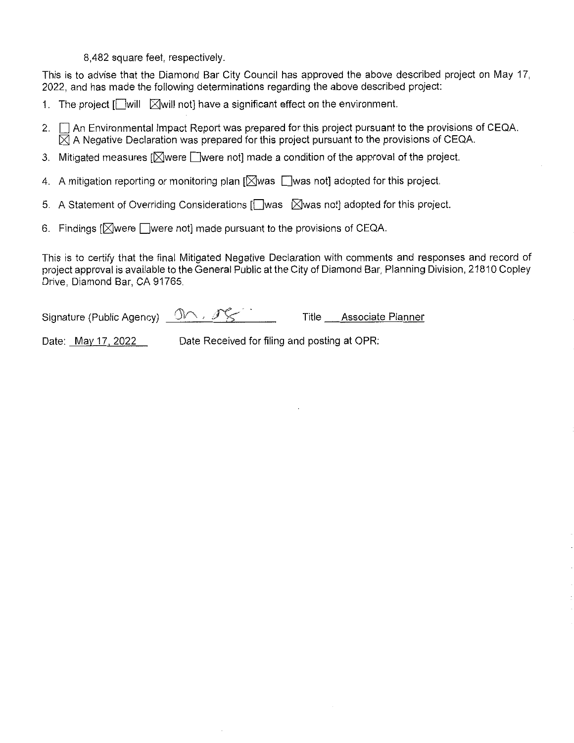8,482 square feet, respectively.

This is to advise that the Diamond Bar City Council has approved the above described project on May 17, 2022, and has made the following determinations regarding the above described project:

1. The project [☐will ☒will not] have a significant effect on the environment.
2. ☐ An Environmental Impact Report was prepared for this project pursuant to the provisions of CEQA.
   ☒ A Negative Declaration was prepared for this project pursuant to the provisions of CEQA.
3. Mitigated measures [☒were ☐were not] made a condition of the approval of the project.
4. A mitigation reporting or monitoring plan [☒was ☐was not] adopted for this project.
5. A Statement of Overriding Considerations [☐was ☒was not] adopted for this project.
6. Findings [☒were ☐were not] made pursuant to the provisions of CEQA.

This is to certify that the final Mitigated Negative Declaration with comments and responses and record of project approval is available to the General Public at the City of Diamond Bar, Planning Division, 21810 Copley Drive, Diamond Bar, CA 91765.

Signature (Public Agency) ___________ Title Associate Planner

Date: May 17, 2022 Date Received for filing and posting at OPR: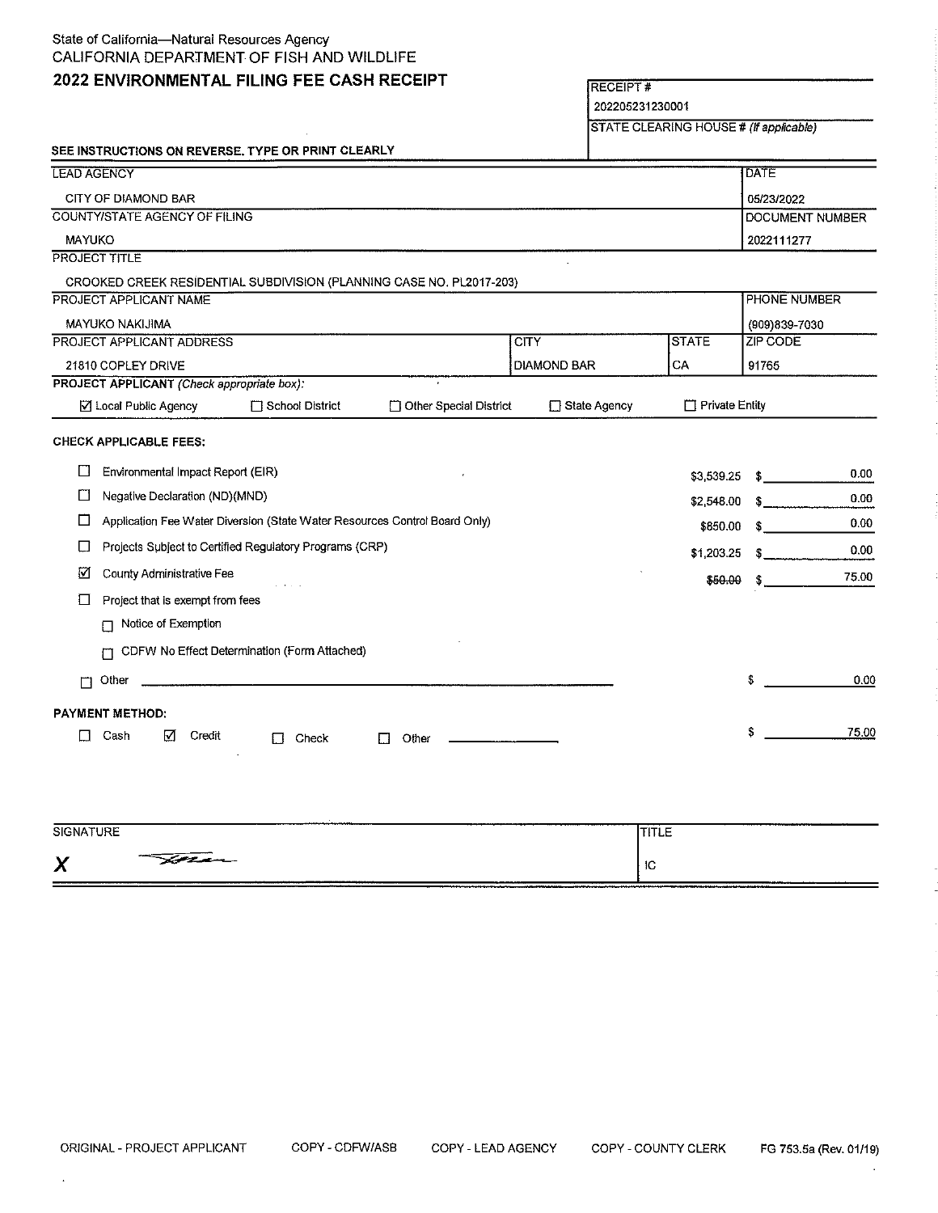State of California—Natural Resources Agency
CALIFORNIA DEPARTMENT OF FISH AND WILDLIFE

## 2022 ENVIRONMENTAL FILING FEE CASH RECEIPT

| RECEIPT # |
|---|
| 202205231230001 |
| STATE CLEARING HOUSE # *(If applicable)* |
| |

**SEE INSTRUCTIONS ON REVERSE. TYPE OR PRINT CLEARLY**

| LEAD AGENCY | DATE |
|---|---|
| CITY OF DIAMOND BAR | 05/23/2022 |
| **COUNTY/STATE AGENCY OF FILING** | **DOCUMENT NUMBER** |
| MAYUKO | 2022111277 |

| PROJECT TITLE |
|---|
| CROOKED CREEK RESIDENTIAL SUBDIVISION (PLANNING CASE NO. PL2017-203) |

| PROJECT APPLICANT NAME | PHONE NUMBER |
|---|---|
| MAYUKO NAKIJIMA | (909)839-7030 |

| PROJECT APPLICANT ADDRESS | CITY | STATE | ZIP CODE |
|---|---|---|---|
| 21810 COPLEY DRIVE | DIAMOND BAR | CA | 91765 |

**PROJECT APPLICANT** *(Check appropriate box):*

☑ Local Public Agency ☐ School District ☐ Other Special District ☐ State Agency ☐ Private Entity

**CHECK APPLICABLE FEES:**

| | Fee | | Amount |
|---|---|---|---|
| ☐ | Environmental Impact Report (EIR) | $3,539.25 | $ 0.00 |
| ☐ | Negative Declaration (ND)(MND) | $2,548.00 | $ 0.00 |
| ☐ | Application Fee Water Diversion (State Water Resources Control Board Only) | $850.00 | $ 0.00 |
| ☐ | Projects Subject to Certified Regulatory Programs (CRP) | $1,203.25 | $ 0.00 |
| ☑ | County Administrative Fee | ~~$50.00~~ | $ 75.00 |
| ☐ | Project that is exempt from fees | | |
| | ☐ Notice of Exemption | | |
| | ☐ CDFW No Effect Determination (Form Attached) | | |
| ☐ | Other | | $ 0.00 |

**PAYMENT METHOD:**

☐ Cash ☑ Credit ☐ Check ☐ Other ____________ $ 75.00

| SIGNATURE | TITLE |
|---|---|
| X *(signature)* | IC |

ORIGINAL - PROJECT APPLICANT COPY - CDFW/ASB COPY - LEAD AGENCY COPY - COUNTY CLERK FG 753.5a (Rev. 01/19)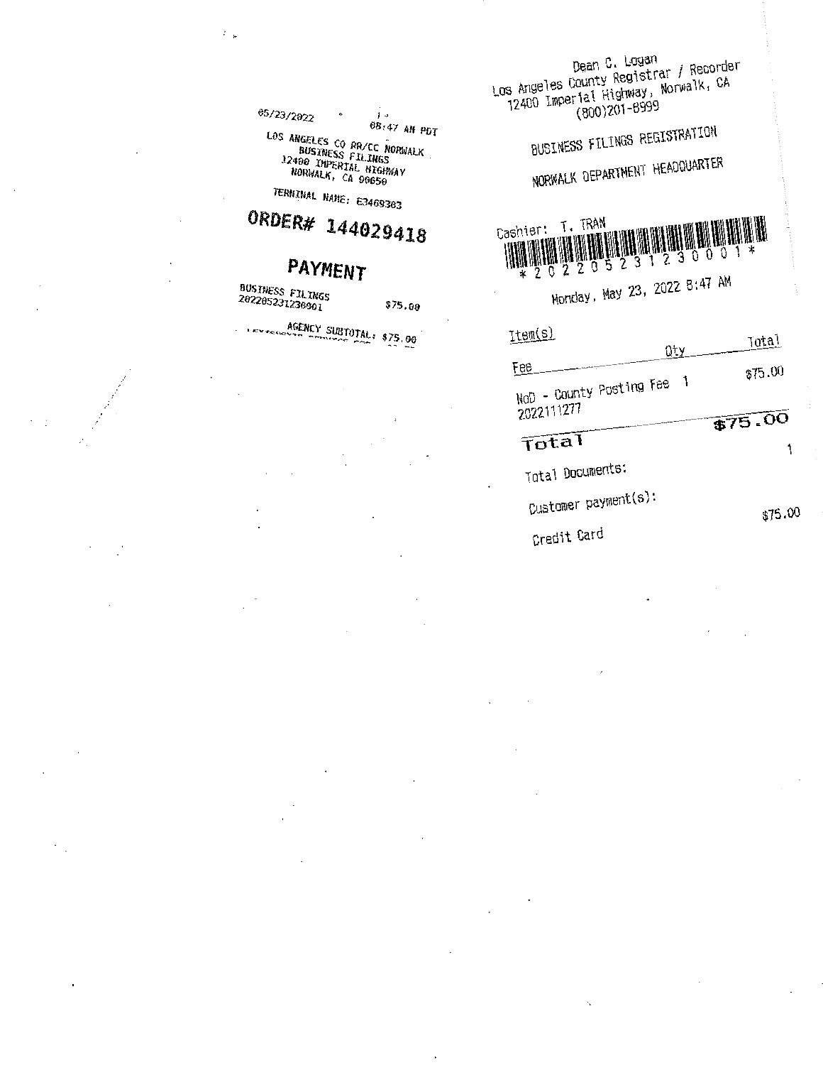05/23/2022 08:47 AM PDT

LOS ANGELES CO RR/CC NORWALK
BUSINESS FILINGS
12400 IMPERIAL HIGHWAY
NORWALK, CA 90650

TERMINAL NAME: 63469383

## ORDER# 144029418

## PAYMENT

| | |
|---|---|
| BUSINESS FILINGS 202205231230001 | $75.00 |
| AGENCY SUBTOTAL: | $75.00 |

---

Dean C. Logan
Los Angeles County Registrar / Recorder
12400 Imperial Highway, Norwalk, CA
(800)201-8999

BUSINESS FILINGS REGISTRATION

NORWALK DEPARTMENT HEADQUARTER

Cashier: T. TRAN

*202205231230001*

Monday, May 23, 2022 8:47 AM

| Item(s) | Qty | Total |
|---|---|---|
| Fee | | |
| NoD - County Posting Fee 2022111277 | 1 | $75.00 |
| **Total** | | **$75.00** |

Total Documents: 1

Customer payment(s):

Credit Card $75.00